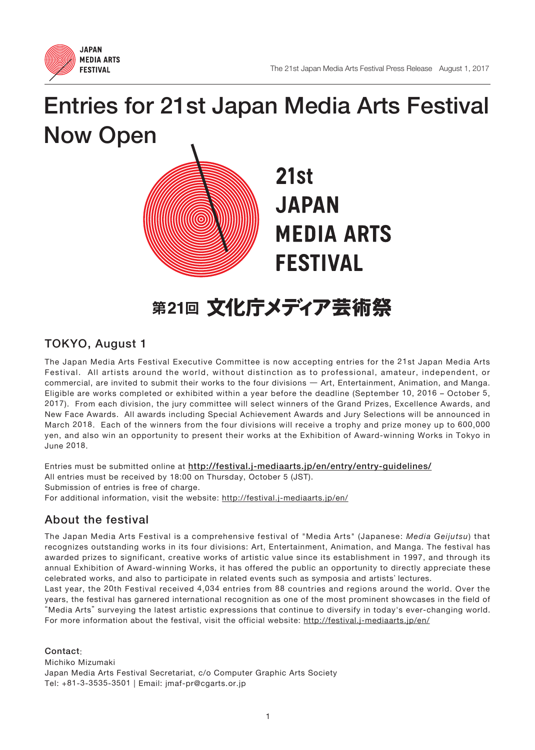# Entries for 21st Japan Media Arts Festival Now Open

21st JAPAN MEDIA ARTS FESTIVAL

第21回 文化庁メディア芸術祭

## TOKYO, August 1

The Japan Media Arts Festival Executive Committee is now accepting entries for the 21st Japan Media Arts Festival. All artists around the world, without distinction as to professional, amateur, independent, or commercial, are invited to submit their works to the four divisions — Art, Entertainment, Animation, and Manga. Eligible are works completed or exhibited within a year before the deadline (September 10, 2016 – October 5, 2017). From each division, the jury committee will select winners of the Grand Prizes, Excellence Awards, and New Face Awards. All awards including Special Achievement Awards and Jury Selections will be announced in March 2018. Each of the winners from the four divisions will receive a trophy and prize money up to 600,000 yen, and also win an opportunity to present their works at the Exhibition of Award-winning Works in Tokyo in June 2018.

Entries must be submitted online at **http://festival.j-mediaarts.jp/en/entry/entry-guidelines/**
All entries must be received by 18:00 on Thursday, October 5 (JST).
Submission of entries is free of charge.
For additional information, visit the website: http://festival.j-mediaarts.jp/en/

## About the festival

The Japan Media Arts Festival is a comprehensive festival of "Media Arts" (Japanese: *Media Geijutsu*) that recognizes outstanding works in its four divisions: Art, Entertainment, Animation, and Manga. The festival has awarded prizes to significant, creative works of artistic value since its establishment in 1997, and through its annual Exhibition of Award-winning Works, it has offered the public an opportunity to directly appreciate these celebrated works, and also to participate in related events such as symposia and artists' lectures.
Last year, the 20th Festival received 4,034 entries from 88 countries and regions around the world. Over the years, the festival has garnered international recognition as one of the most prominent showcases in the field of "Media Arts" surveying the latest artistic expressions that continue to diversify in today's ever-changing world. For more information about the festival, visit the official website: http://festival.j-mediaarts.jp/en/

**Contact**:
Michiko Mizumaki
Japan Media Arts Festival Secretariat, c/o Computer Graphic Arts Society
Tel: +81-3-3535-3501 | Email: jmaf-pr@cgarts.or.jp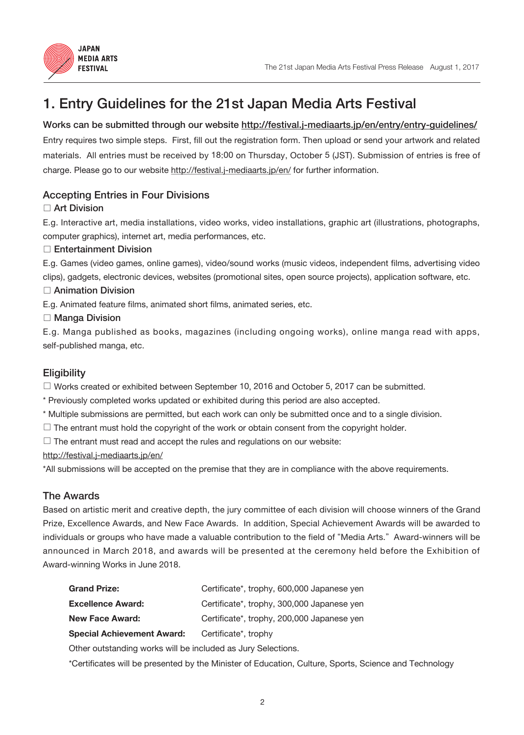# 1. Entry Guidelines for the 21st Japan Media Arts Festival

**Works can be submitted through our website http://festival.j-mediaarts.jp/en/entry/entry-guidelines/**

Entry requires two simple steps. First, fill out the registration form. Then upload or send your artwork and related materials. All entries must be received by 18:00 on Thursday, October 5 (JST). Submission of entries is free of charge. Please go to our website http://festival.j-mediaarts.jp/en/ for further information.

## Accepting Entries in Four Divisions

☐ **Art Division**

E.g. Interactive art, media installations, video works, video installations, graphic art (illustrations, photographs, computer graphics), internet art, media performances, etc.

☐ **Entertainment Division**

E.g. Games (video games, online games), video/sound works (music videos, independent films, advertising video clips), gadgets, electronic devices, websites (promotional sites, open source projects), application software, etc.

☐ **Animation Division**

E.g. Animated feature films, animated short films, animated series, etc.

☐ **Manga Division**

E.g. Manga published as books, magazines (including ongoing works), online manga read with apps, self-published manga, etc.

## Eligibility

☐ Works created or exhibited between September 10, 2016 and October 5, 2017 can be submitted.

* Previously completed works updated or exhibited during this period are also accepted.

* Multiple submissions are permitted, but each work can only be submitted once and to a single division.

☐ The entrant must hold the copyright of the work or obtain consent from the copyright holder.

☐ The entrant must read and accept the rules and regulations on our website:

http://festival.j-mediaarts.jp/en/

*All submissions will be accepted on the premise that they are in compliance with the above requirements.

## The Awards

Based on artistic merit and creative depth, the jury committee of each division will choose winners of the Grand Prize, Excellence Awards, and New Face Awards. In addition, Special Achievement Awards will be awarded to individuals or groups who have made a valuable contribution to the field of "Media Arts." Award-winners will be announced in March 2018, and awards will be presented at the ceremony held before the Exhibition of Award-winning Works in June 2018.

| | |
|---|---|
| **Grand Prize:** | Certificate*, trophy, 600,000 Japanese yen |
| **Excellence Award:** | Certificate*, trophy, 300,000 Japanese yen |
| **New Face Award:** | Certificate*, trophy, 200,000 Japanese yen |
| **Special Achievement Award:** | Certificate*, trophy |

Other outstanding works will be included as Jury Selections.

*Certificates will be presented by the Minister of Education, Culture, Sports, Science and Technology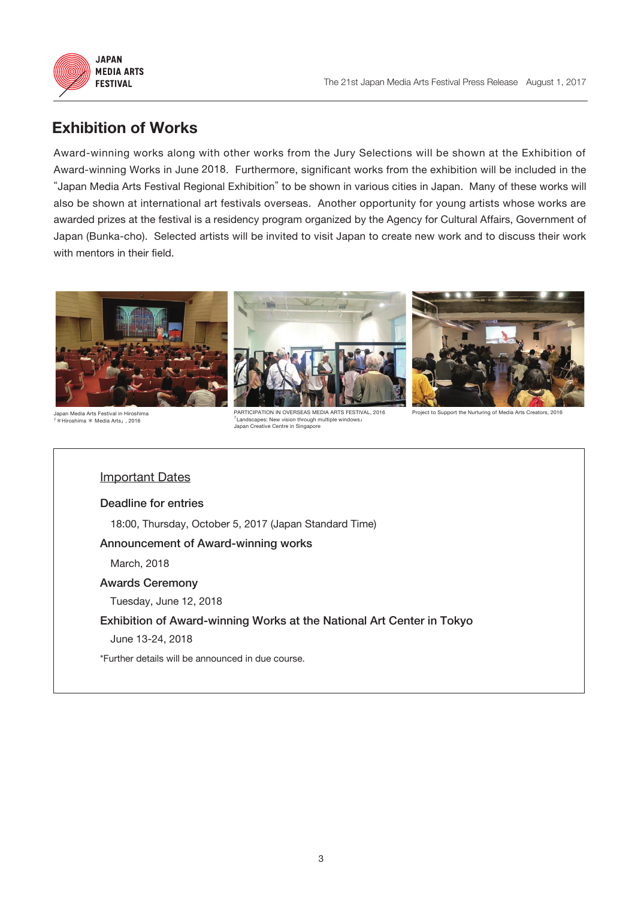## Exhibition of Works

Award-winning works along with other works from the Jury Selections will be shown at the Exhibition of Award-winning Works in June 2018. Furthermore, significant works from the exhibition will be included in the "Japan Media Arts Festival Regional Exhibition" to be shown in various cities in Japan. Many of these works will also be shown at international art festivals overseas. Another opportunity for young artists whose works are awarded prizes at the festival is a residency program organized by the Agency for Cultural Affairs, Government of Japan (Bunka-cho). Selected artists will be invited to visit Japan to create new work and to discuss their work with mentors in their field.

Japan Media Arts Festival in Hiroshima
「*Hiroshima * Media Arts」, 2016

PARTICIPATION IN OVERSEAS MEDIA ARTS FESTIVAL, 2016
「Landscapes: New vision through multiple windows」
Japan Creative Centre in Singapore

Project to Support the Nurturing of Media Arts Creators, 2016

### Important Dates

**Deadline for entries**

18:00, Thursday, October 5, 2017 (Japan Standard Time)

**Announcement of Award-winning works**

March, 2018

**Awards Ceremony**

Tuesday, June 12, 2018

**Exhibition of Award-winning Works at the National Art Center in Tokyo**

June 13-24, 2018

*Further details will be announced in due course.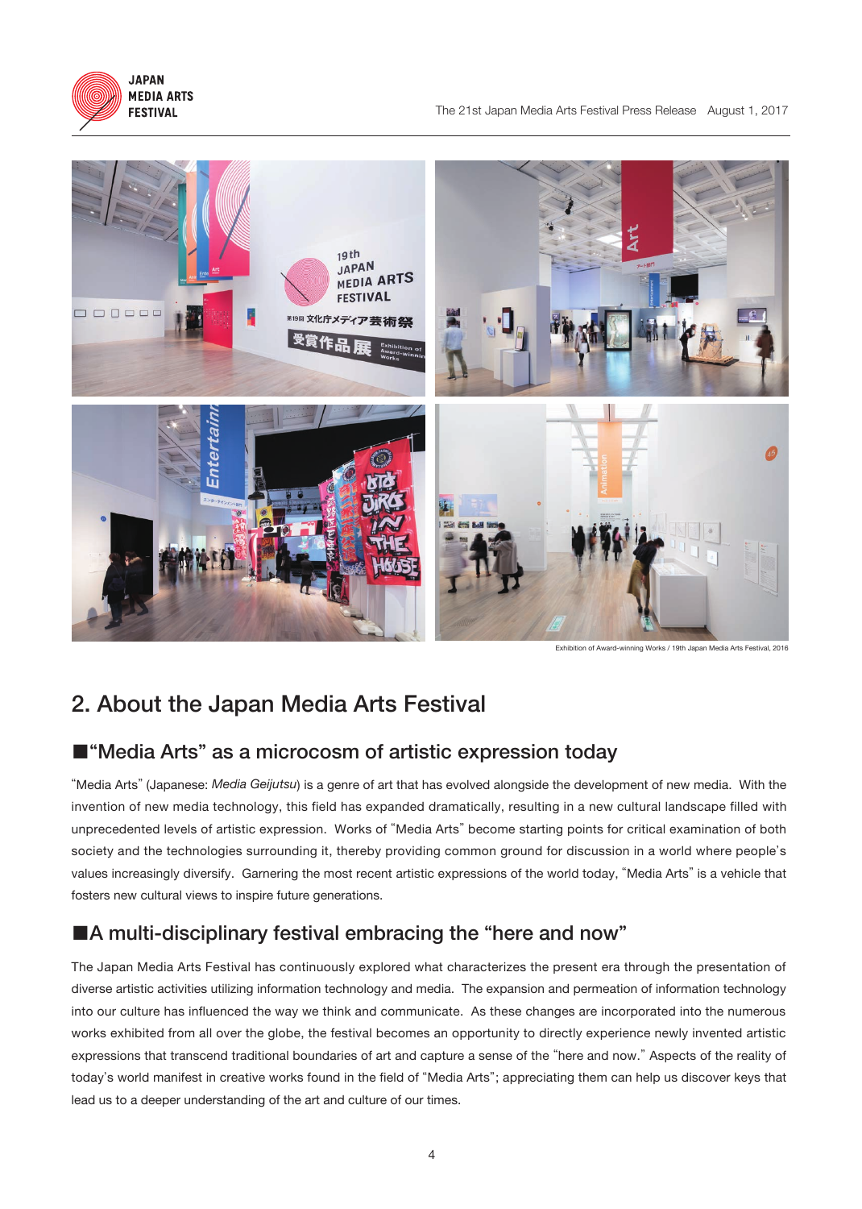Exhibition of Award-winning Works / 19th Japan Media Arts Festival, 2016

## 2. About the Japan Media Arts Festival

### ■“Media Arts” as a microcosm of artistic expression today

“Media Arts” (Japanese: *Media Geijutsu*) is a genre of art that has evolved alongside the development of new media. With the invention of new media technology, this field has expanded dramatically, resulting in a new cultural landscape filled with unprecedented levels of artistic expression. Works of “Media Arts” become starting points for critical examination of both society and the technologies surrounding it, thereby providing common ground for discussion in a world where people's values increasingly diversify. Garnering the most recent artistic expressions of the world today, “Media Arts” is a vehicle that fosters new cultural views to inspire future generations.

### ■A multi-disciplinary festival embracing the “here and now”

The Japan Media Arts Festival has continuously explored what characterizes the present era through the presentation of diverse artistic activities utilizing information technology and media. The expansion and permeation of information technology into our culture has influenced the way we think and communicate. As these changes are incorporated into the numerous works exhibited from all over the globe, the festival becomes an opportunity to directly experience newly invented artistic expressions that transcend traditional boundaries of art and capture a sense of the “here and now.” Aspects of the reality of today's world manifest in creative works found in the field of “Media Arts”; appreciating them can help us discover keys that lead us to a deeper understanding of the art and culture of our times.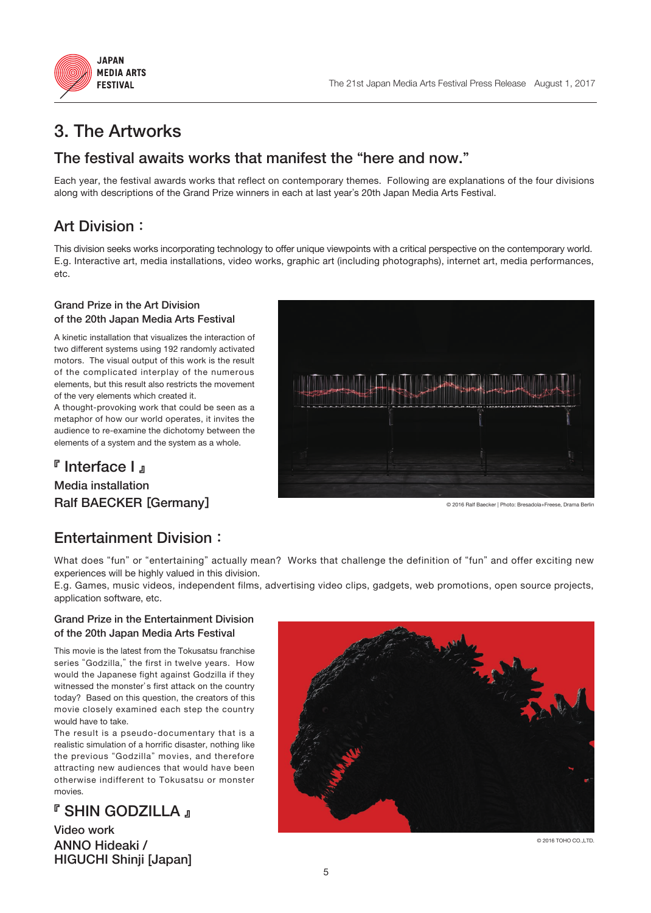# 3. The Artworks

## The festival awaits works that manifest the "here and now."

Each year, the festival awards works that reflect on contemporary themes. Following are explanations of the four divisions along with descriptions of the Grand Prize winners in each at last year's 20th Japan Media Arts Festival.

## Art Division：

This division seeks works incorporating technology to offer unique viewpoints with a critical perspective on the contemporary world.
E.g. Interactive art, media installations, video works, graphic art (including photographs), internet art, media performances, etc.

### Grand Prize in the Art Division of the 20th Japan Media Arts Festival

A kinetic installation that visualizes the interaction of two different systems using 192 randomly activated motors. The visual output of this work is the result of the complicated interplay of the numerous elements, but this result also restricts the movement of the very elements which created it.
A thought-provoking work that could be seen as a metaphor of how our world operates, it invites the audience to re-examine the dichotomy between the elements of a system and the system as a whole.

### 『Interface I』

Media installation
Ralf BAECKER [Germany]

© 2016 Ralf Baecker | Photo: Bresadola+Freese, Drama Berlin

## Entertainment Division：

What does "fun" or "entertaining" actually mean? Works that challenge the definition of "fun" and offer exciting new experiences will be highly valued in this division.
E.g. Games, music videos, independent films, advertising video clips, gadgets, web promotions, open source projects, application software, etc.

### Grand Prize in the Entertainment Division of the 20th Japan Media Arts Festival

This movie is the latest from the Tokusatsu franchise series "Godzilla," the first in twelve years. How would the Japanese fight against Godzilla if they witnessed the monster's first attack on the country today? Based on this question, the creators of this movie closely examined each step the country would have to take.
The result is a pseudo-documentary that is a realistic simulation of a horrific disaster, nothing like the previous "Godzilla" movies, and therefore attracting new audiences that would have been otherwise indifferent to Tokusatsu or monster movies.

### 『SHIN GODZILLA』

Video work
ANNO Hideaki /
HIGUCHI Shinji [Japan]

© 2016 TOHO CO.,LTD.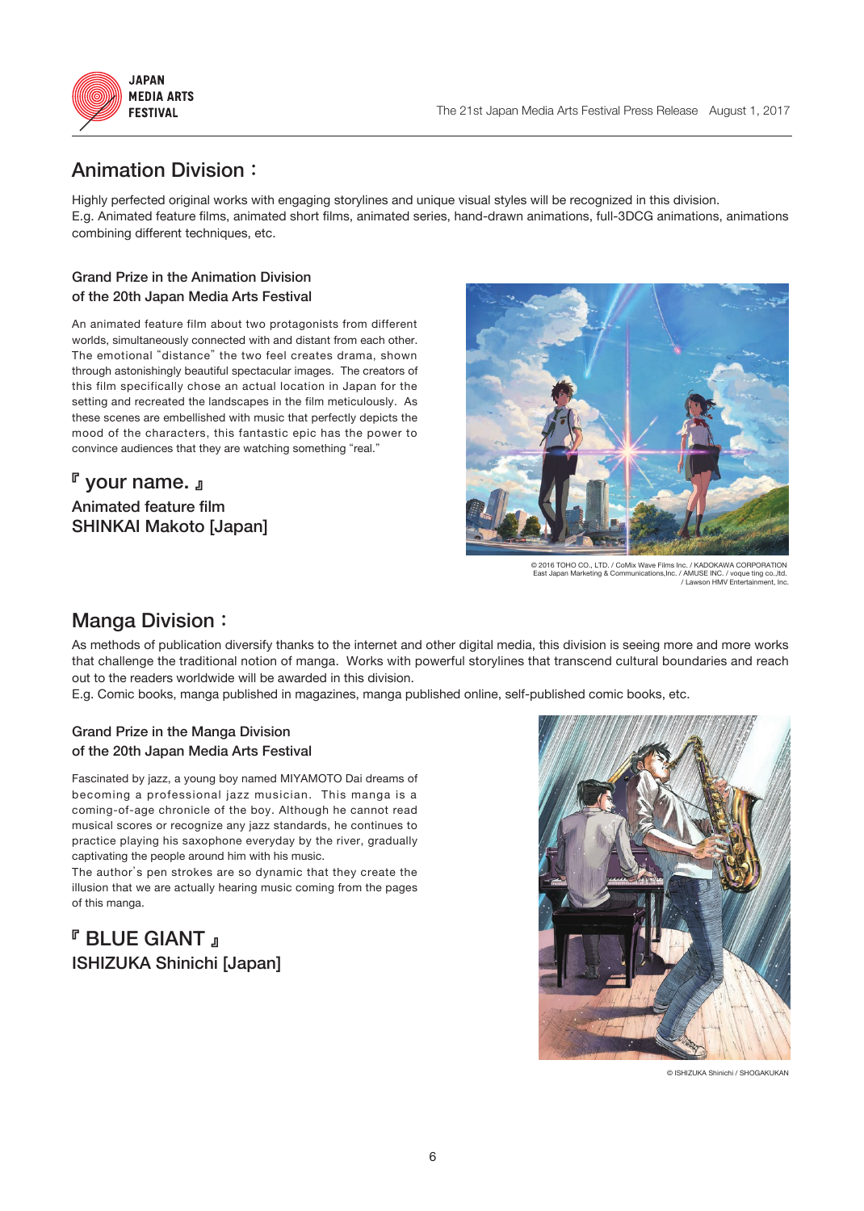## Animation Division：

Highly perfected original works with engaging storylines and unique visual styles will be recognized in this division.
E.g. Animated feature films, animated short films, animated series, hand-drawn animations, full-3DCG animations, animations combining different techniques, etc.

### Grand Prize in the Animation Division of the 20th Japan Media Arts Festival

An animated feature film about two protagonists from different worlds, simultaneously connected with and distant from each other. The emotional "distance" the two feel creates drama, shown through astonishingly beautiful spectacular images. The creators of this film specifically chose an actual location in Japan for the setting and recreated the landscapes in the film meticulously. As these scenes are embellished with music that perfectly depicts the mood of the characters, this fantastic epic has the power to convince audiences that they are watching something "real."

### 『 your name. 』

Animated feature film
SHINKAI Makoto [Japan]

© 2016 TOHO CO., LTD. / CoMix Wave Films Inc. / KADOKAWA CORPORATION East Japan Marketing & Communications,Inc. / AMUSE INC. / voque ting co.,ltd. / Lawson HMV Entertainment, Inc.

## Manga Division：

As methods of publication diversify thanks to the internet and other digital media, this division is seeing more and more works that challenge the traditional notion of manga. Works with powerful storylines that transcend cultural boundaries and reach out to the readers worldwide will be awarded in this division.
E.g. Comic books, manga published in magazines, manga published online, self-published comic books, etc.

### Grand Prize in the Manga Division of the 20th Japan Media Arts Festival

Fascinated by jazz, a young boy named MIYAMOTO Dai dreams of becoming a professional jazz musician. This manga is a coming-of-age chronicle of the boy. Although he cannot read musical scores or recognize any jazz standards, he continues to practice playing his saxophone everyday by the river, gradually captivating the people around him with his music.
The author's pen strokes are so dynamic that they create the illusion that we are actually hearing music coming from the pages of this manga.

### 『 BLUE GIANT 』

ISHIZUKA Shinichi [Japan]

© ISHIZUKA Shinichi / SHOGAKUKAN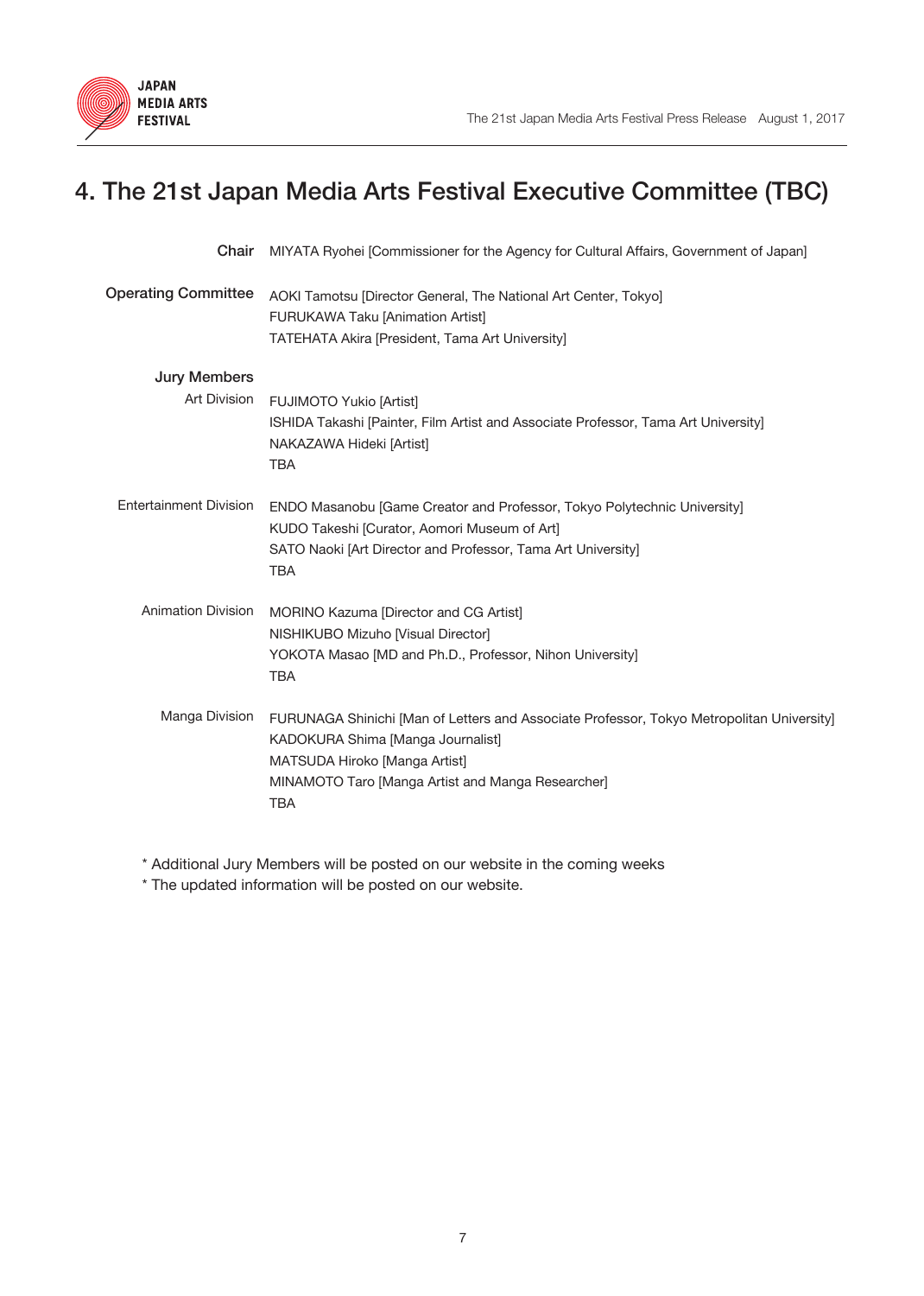## 4. The 21st Japan Media Arts Festival Executive Committee (TBC)

**Chair**
MIYATA Ryohei [Commissioner for the Agency for Cultural Affairs, Government of Japan]

**Operating Committee**
AOKI Tamotsu [Director General, The National Art Center, Tokyo]
FURUKAWA Taku [Animation Artist]
TATEHATA Akira [President, Tama Art University]

**Jury Members**

Art Division
FUJIMOTO Yukio [Artist]
ISHIDA Takashi [Painter, Film Artist and Associate Professor, Tama Art University]
NAKAZAWA Hideki [Artist]
TBA

Entertainment Division
ENDO Masanobu [Game Creator and Professor, Tokyo Polytechnic University]
KUDO Takeshi [Curator, Aomori Museum of Art]
SATO Naoki [Art Director and Professor, Tama Art University]
TBA

Animation Division
MORINO Kazuma [Director and CG Artist]
NISHIKUBO Mizuho [Visual Director]
YOKOTA Masao [MD and Ph.D., Professor, Nihon University]
TBA

Manga Division
FURUNAGA Shinichi [Man of Letters and Associate Professor, Tokyo Metropolitan University]
KADOKURA Shima [Manga Journalist]
MATSUDA Hiroko [Manga Artist]
MINAMOTO Taro [Manga Artist and Manga Researcher]
TBA

* Additional Jury Members will be posted on our website in the coming weeks
* The updated information will be posted on our website.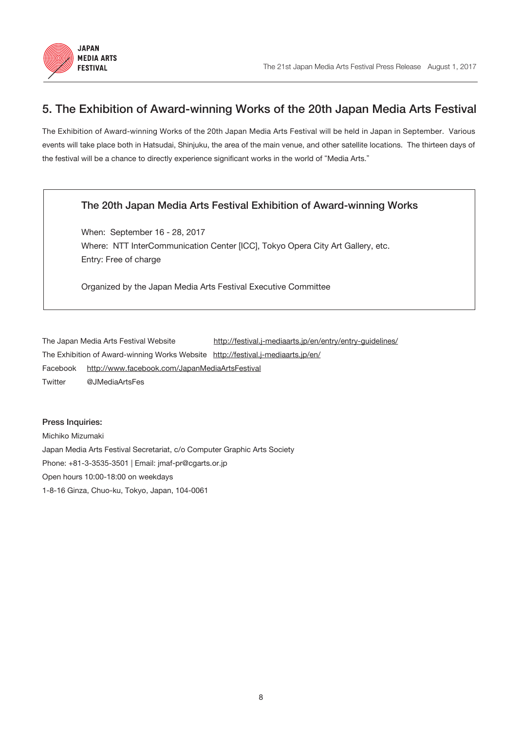## 5. The Exhibition of Award-winning Works of the 20th Japan Media Arts Festival

The Exhibition of Award-winning Works of the 20th Japan Media Arts Festival will be held in Japan in September. Various events will take place both in Hatsudai, Shinjuku, the area of the main venue, and other satellite locations. The thirteen days of the festival will be a chance to directly experience significant works in the world of "Media Arts."

### The 20th Japan Media Arts Festival Exhibition of Award-winning Works

When: September 16 - 28, 2017
Where: NTT InterCommunication Center [ICC], Tokyo Opera City Art Gallery, etc.
Entry: Free of charge

Organized by the Japan Media Arts Festival Executive Committee

The Japan Media Arts Festival Website http://festival.j-mediaarts.jp/en/entry/entry-guidelines/
The Exhibition of Award-winning Works Website http://festival.j-mediaarts.jp/en/
Facebook http://www.facebook.com/JapanMediaArtsFestival
Twitter @JMediaArtsFes

**Press Inquiries:**
Michiko Mizumaki
Japan Media Arts Festival Secretariat, c/o Computer Graphic Arts Society
Phone: +81-3-3535-3501 | Email: jmaf-pr@cgarts.or.jp
Open hours 10:00-18:00 on weekdays
1-8-16 Ginza, Chuo-ku, Tokyo, Japan, 104-0061